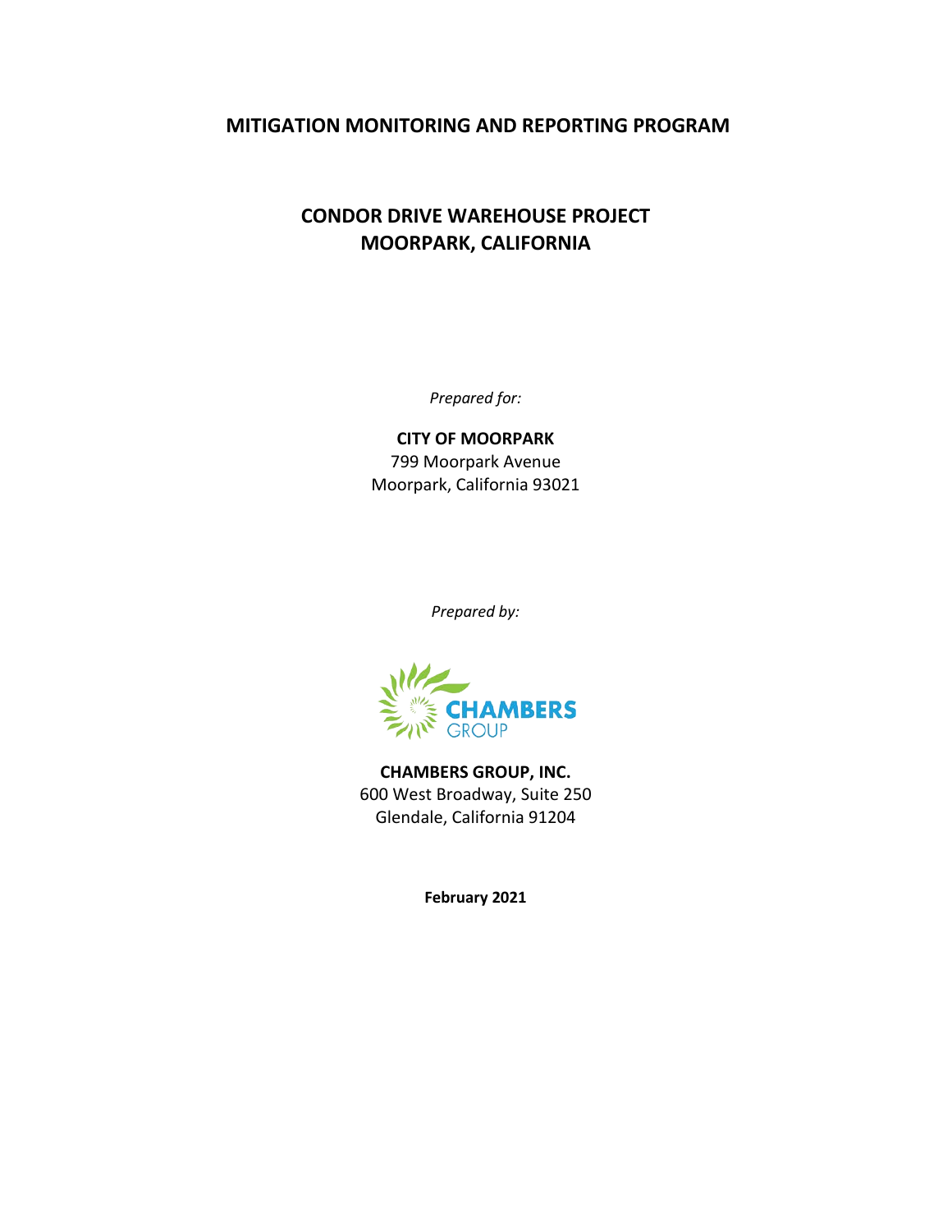# MITIGATION MONITORING AND REPORTING PROGRAM

## CONDOR DRIVE WAREHOUSE PROJECT
## MOORPARK, CALIFORNIA

*Prepared for:*

**CITY OF MOORPARK**
799 Moorpark Avenue
Moorpark, California 93021

*Prepared by:*

CHAMBERS GROUP

**CHAMBERS GROUP, INC.**
600 West Broadway, Suite 250
Glendale, California 91204

**February 2021**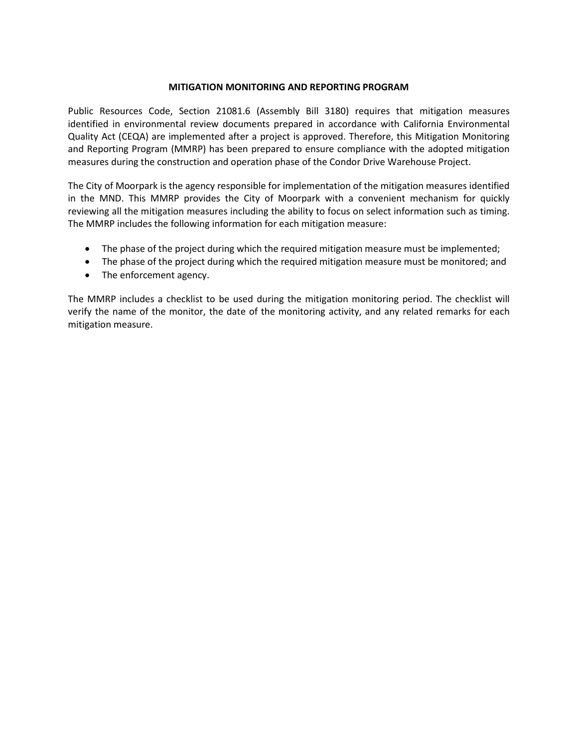# MITIGATION MONITORING AND REPORTING PROGRAM

Public Resources Code, Section 21081.6 (Assembly Bill 3180) requires that mitigation measures identified in environmental review documents prepared in accordance with California Environmental Quality Act (CEQA) are implemented after a project is approved. Therefore, this Mitigation Monitoring and Reporting Program (MMRP) has been prepared to ensure compliance with the adopted mitigation measures during the construction and operation phase of the Condor Drive Warehouse Project.

The City of Moorpark is the agency responsible for implementation of the mitigation measures identified in the MND. This MMRP provides the City of Moorpark with a convenient mechanism for quickly reviewing all the mitigation measures including the ability to focus on select information such as timing. The MMRP includes the following information for each mitigation measure:

- The phase of the project during which the required mitigation measure must be implemented;
- The phase of the project during which the required mitigation measure must be monitored; and
- The enforcement agency.

The MMRP includes a checklist to be used during the mitigation monitoring period. The checklist will verify the name of the monitor, the date of the monitoring activity, and any related remarks for each mitigation measure.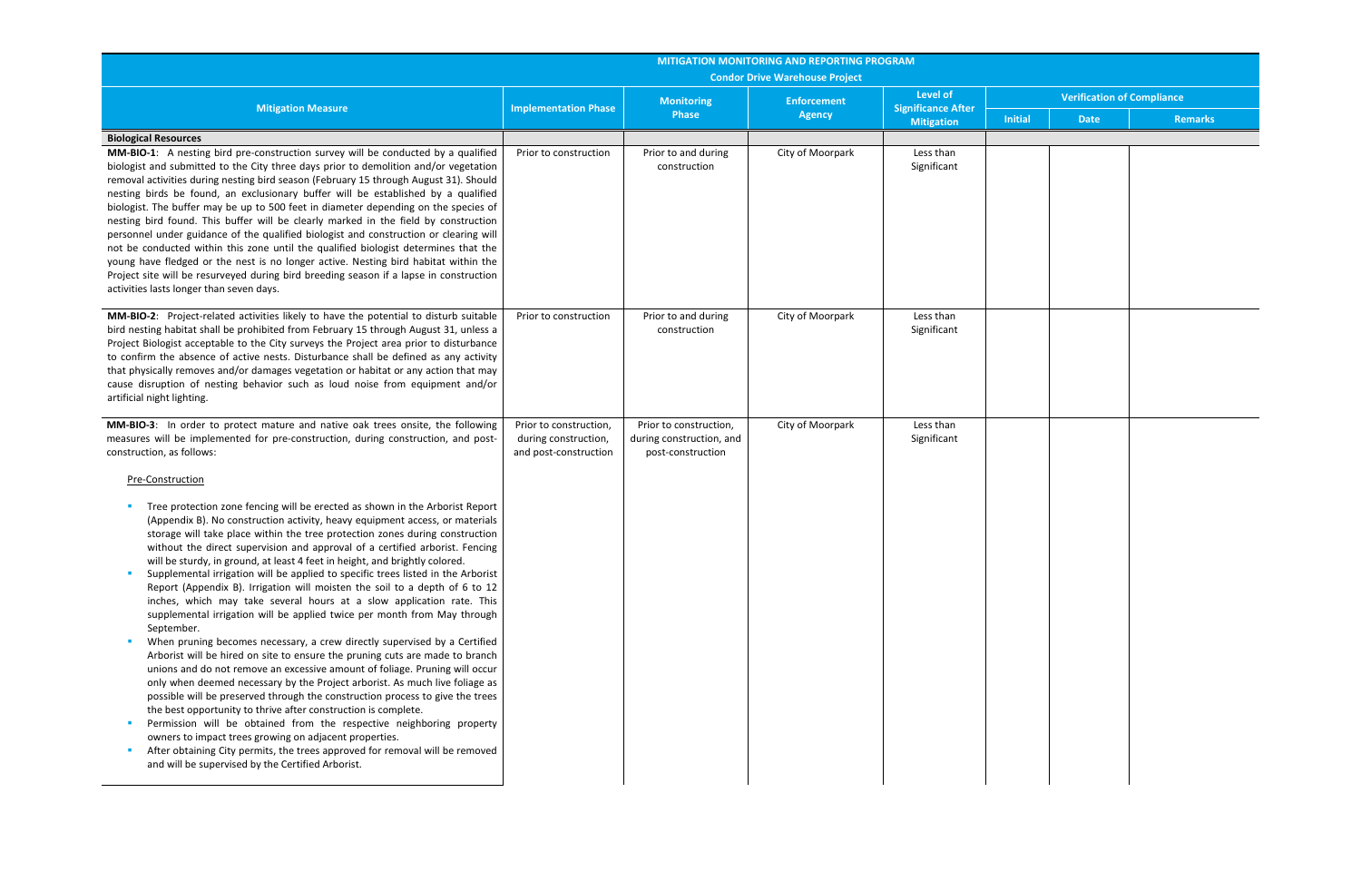| MITIGATION MONITORING AND REPORTING PROGRAM<br>Condor Drive Warehouse Project | | | | | | | |
|---|---|---|---|---|---|---|---|
| Mitigation Measure | Implementation Phase | Monitoring Phase | Enforcement Agency | Level of Significance After Mitigation | Verification of Compliance | | |
| | | | | | Initial | Date | Remarks |
| **Biological Resources** | | | | | | | |
| **MM-BIO-1**: A nesting bird pre-construction survey will be conducted by a qualified biologist and submitted to the City three days prior to demolition and/or vegetation removal activities during nesting bird season (February 15 through August 31). Should nesting birds be found, an exclusionary buffer will be established by a qualified biologist. The buffer may be up to 500 feet in diameter depending on the species of nesting bird found. This buffer will be clearly marked in the field by construction personnel under guidance of the qualified biologist and construction or clearing will not be conducted within this zone until the qualified biologist determines that the young have fledged or the nest is no longer active. Nesting bird habitat within the Project site will be resurveyed during bird breeding season if a lapse in construction activities lasts longer than seven days. | Prior to construction | Prior to and during construction | City of Moorpark | Less than Significant | | | |
| **MM-BIO-2**: Project-related activities likely to have the potential to disturb suitable bird nesting habitat shall be prohibited from February 15 through August 31, unless a Project Biologist acceptable to the City surveys the Project area prior to disturbance to confirm the absence of active nests. Disturbance shall be defined as any activity that physically removes and/or damages vegetation or habitat or any action that may cause disruption of nesting behavior such as loud noise from equipment and/or artificial night lighting. | Prior to construction | Prior to and during construction | City of Moorpark | Less than Significant | | | |
| **MM-BIO-3**: In order to protect mature and native oak trees onsite, the following measures will be implemented for pre-construction, during construction, and post-construction, as follows:<br><br>Pre-Construction<br><br>- Tree protection zone fencing will be erected as shown in the Arborist Report (Appendix B). No construction activity, heavy equipment access, or materials storage will take place within the tree protection zones during construction without the direct supervision and approval of a certified arborist. Fencing will be sturdy, in ground, at least 4 feet in height, and brightly colored.<br>- Supplemental irrigation will be applied to specific trees listed in the Arborist Report (Appendix B). Irrigation will moisten the soil to a depth of 6 to 12 inches, which may take several hours at a slow application rate. This supplemental irrigation will be applied twice per month from May through September.<br>- When pruning becomes necessary, a crew directly supervised by a Certified Arborist will be hired on site to ensure the pruning cuts are made to branch unions and do not remove an excessive amount of foliage. Pruning will occur only when deemed necessary by the Project arborist. As much live foliage as possible will be preserved through the construction process to give the trees the best opportunity to thrive after construction is complete.<br>- Permission will be obtained from the respective neighboring property owners to impact trees growing on adjacent properties.<br>- After obtaining City permits, the trees approved for removal will be removed and will be supervised by the Certified Arborist. | Prior to construction, during construction, and post-construction | Prior to construction, during construction, and post-construction | City of Moorpark | Less than Significant | | | |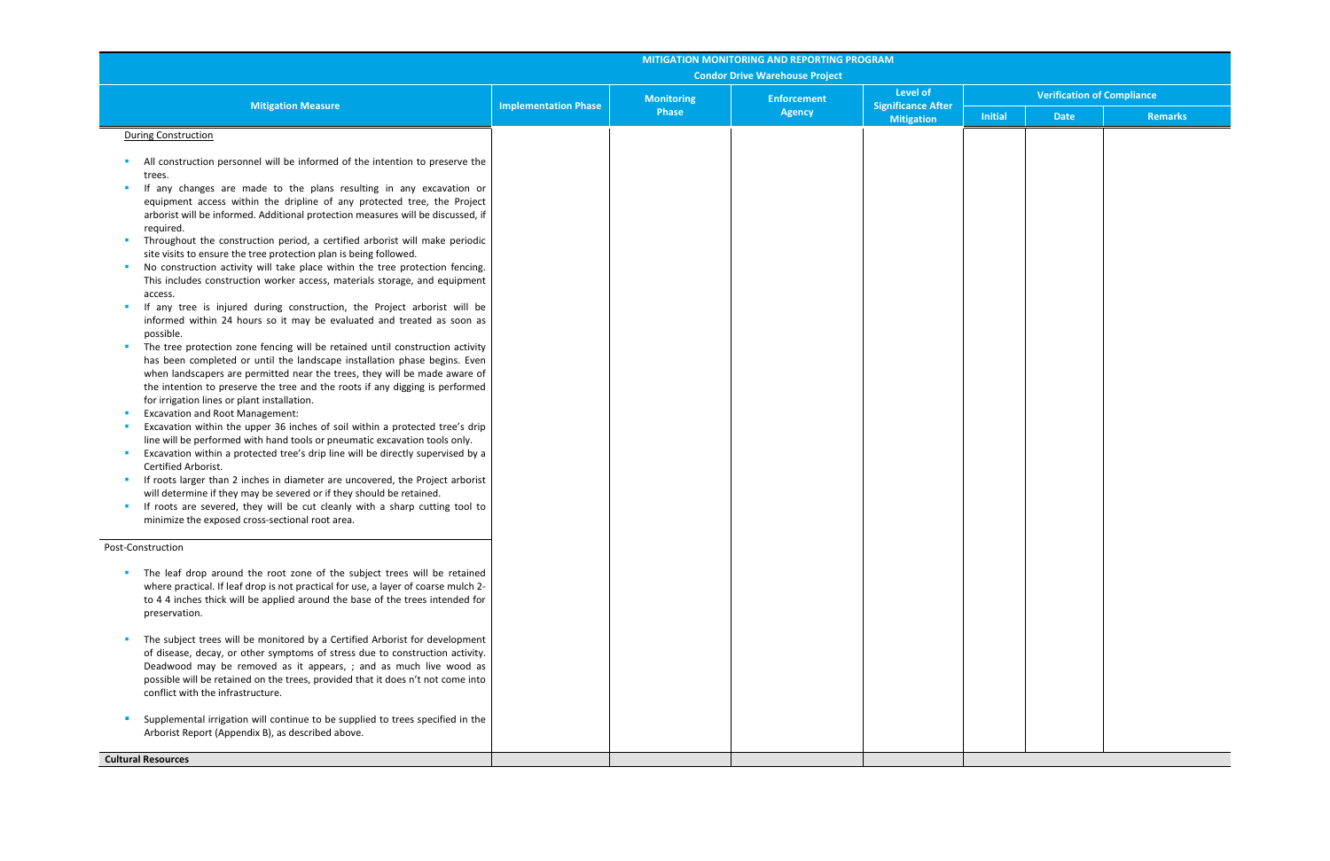| MITIGATION MONITORING AND REPORTING PROGRAM<br>Condor Drive Warehouse Project | | | | | | | |
|---|---|---|---|---|---|---|---|
| Mitigation Measure | Implementation Phase | Monitoring Phase | Enforcement Agency | Level of Significance After Mitigation | Verification of Compliance | | |
| | | | | | Initial | Date | Remarks |
| <u>During Construction</u><br><br>▪ All construction personnel will be informed of the intention to preserve the trees.<br>▪ If any changes are made to the plans resulting in any excavation or equipment access within the dripline of any protected tree, the Project arborist will be informed. Additional protection measures will be discussed, if required.<br>▪ Throughout the construction period, a certified arborist will make periodic site visits to ensure the tree protection plan is being followed.<br>▪ No construction activity will take place within the tree protection fencing. This includes construction worker access, materials storage, and equipment access.<br>▪ If any tree is injured during construction, the Project arborist will be informed within 24 hours so it may be evaluated and treated as soon as possible.<br>▪ The tree protection zone fencing will be retained until construction activity has been completed or until the landscape installation phase begins. Even when landscapers are permitted near the trees, they will be made aware of the intention to preserve the tree and the roots if any digging is performed for irrigation lines or plant installation.<br>▪ Excavation and Root Management:<br>▪ Excavation within the upper 36 inches of soil within a protected tree's drip line will be performed with hand tools or pneumatic excavation tools only.<br>▪ Excavation within a protected tree's drip line will be directly supervised by a Certified Arborist.<br>▪ If roots larger than 2 inches in diameter are uncovered, the Project arborist will determine if they may be severed or if they should be retained.<br>▪ If roots are severed, they will be cut cleanly with a sharp cutting tool to minimize the exposed cross-sectional root area. | | | | | | | |
| Post-Construction<br><br>▪ The leaf drop around the root zone of the subject trees will be retained where practical. If leaf drop is not practical for use, a layer of coarse mulch 2- to 4 4 inches thick will be applied around the base of the trees intended for preservation.<br><br>▪ The subject trees will be monitored by a Certified Arborist for development of disease, decay, or other symptoms of stress due to construction activity. Deadwood may be removed as it appears, ; and as much live wood as possible will be retained on the trees, provided that it does n't not come into conflict with the infrastructure.<br><br>▪ Supplemental irrigation will continue to be supplied to trees specified in the Arborist Report (Appendix B), as described above. | | | | | | | |
| **Cultural Resources** | | | | | | | |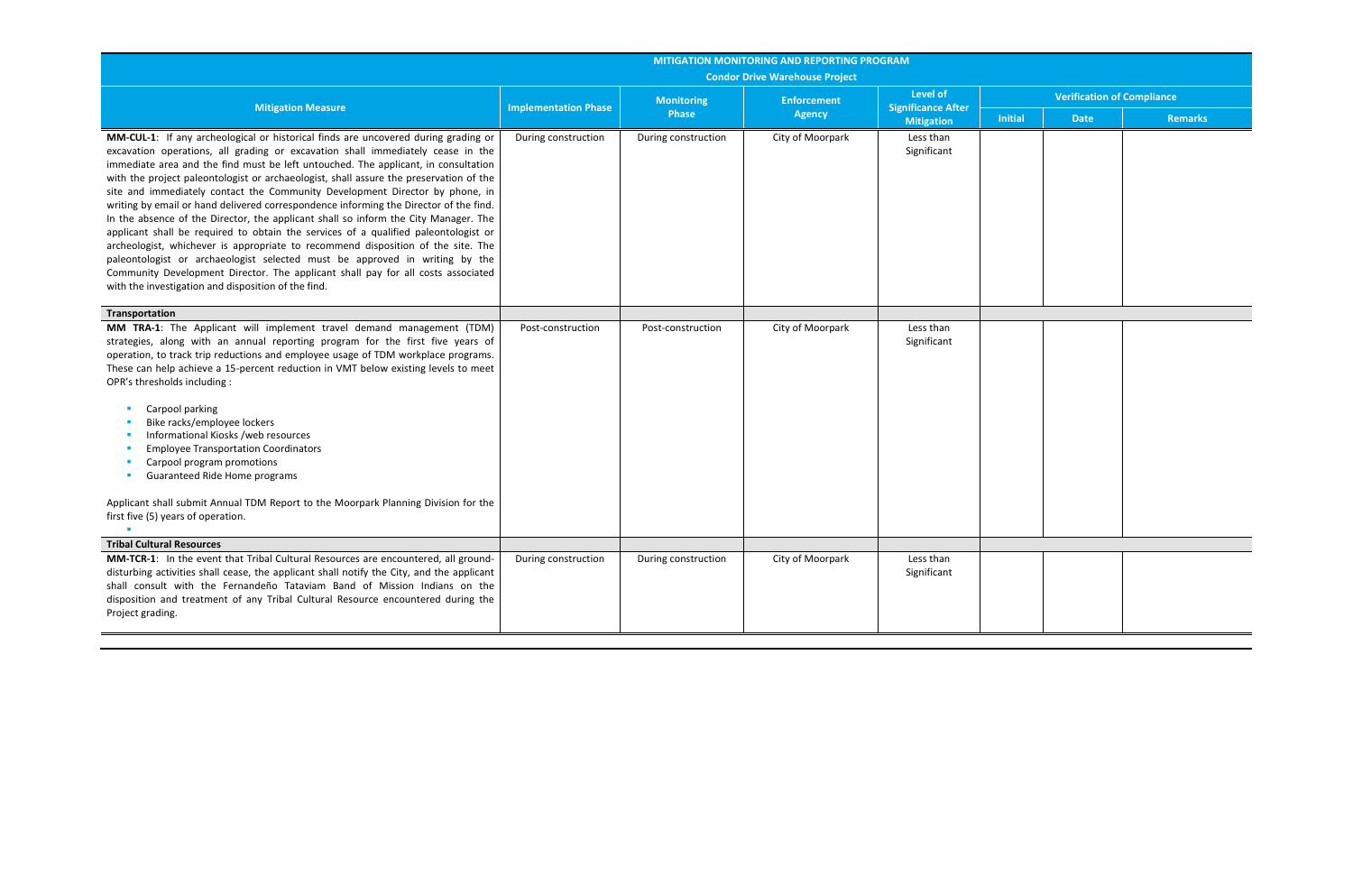| MITIGATION MONITORING AND REPORTING PROGRAM Condor Drive Warehouse Project | | | | | | | |
|---|---|---|---|---|---|---|---|
| **Mitigation Measure** | **Implementation Phase** | **Monitoring Phase** | **Enforcement Agency** | **Level of Significance After Mitigation** | **Verification of Compliance** | | |
| | | | | | **Initial** | **Date** | **Remarks** |
| **MM-CUL-1**: If any archeological or historical finds are uncovered during grading or excavation operations, all grading or excavation shall immediately cease in the immediate area and the find must be left untouched. The applicant, in consultation with the project paleontologist or archaeologist, shall assure the preservation of the site and immediately contact the Community Development Director by phone, in writing by email or hand delivered correspondence informing the Director of the find. In the absence of the Director, the applicant shall so inform the City Manager. The applicant shall be required to obtain the services of a qualified paleontologist or archeologist, whichever is appropriate to recommend disposition of the site. The paleontologist or archaeologist selected must be approved in writing by the Community Development Director. The applicant shall pay for all costs associated with the investigation and disposition of the find. | During construction | During construction | City of Moorpark | Less than Significant | | | |
| **Transportation** | | | | | | | |
| **MM TRA-1**: The Applicant will implement travel demand management (TDM) strategies, along with an annual reporting program for the first five years of operation, to track trip reductions and employee usage of TDM workplace programs. These can help achieve a 15-percent reduction in VMT below existing levels to meet OPR's thresholds including: <br>▪ Carpool parking <br>▪ Bike racks/employee lockers <br>▪ Informational Kiosks /web resources <br>▪ Employee Transportation Coordinators <br>▪ Carpool program promotions <br>▪ Guaranteed Ride Home programs <br><br>Applicant shall submit Annual TDM Report to the Moorpark Planning Division for the first five (5) years of operation. | Post-construction | Post-construction | City of Moorpark | Less than Significant | | | |
| **Tribal Cultural Resources** | | | | | | | |
| **MM-TCR-1**: In the event that Tribal Cultural Resources are encountered, all ground-disturbing activities shall cease, the applicant shall notify the City, and the applicant shall consult with the Fernandeño Tataviam Band of Mission Indians on the disposition and treatment of any Tribal Cultural Resource encountered during the Project grading. | During construction | During construction | City of Moorpark | Less than Significant | | | |